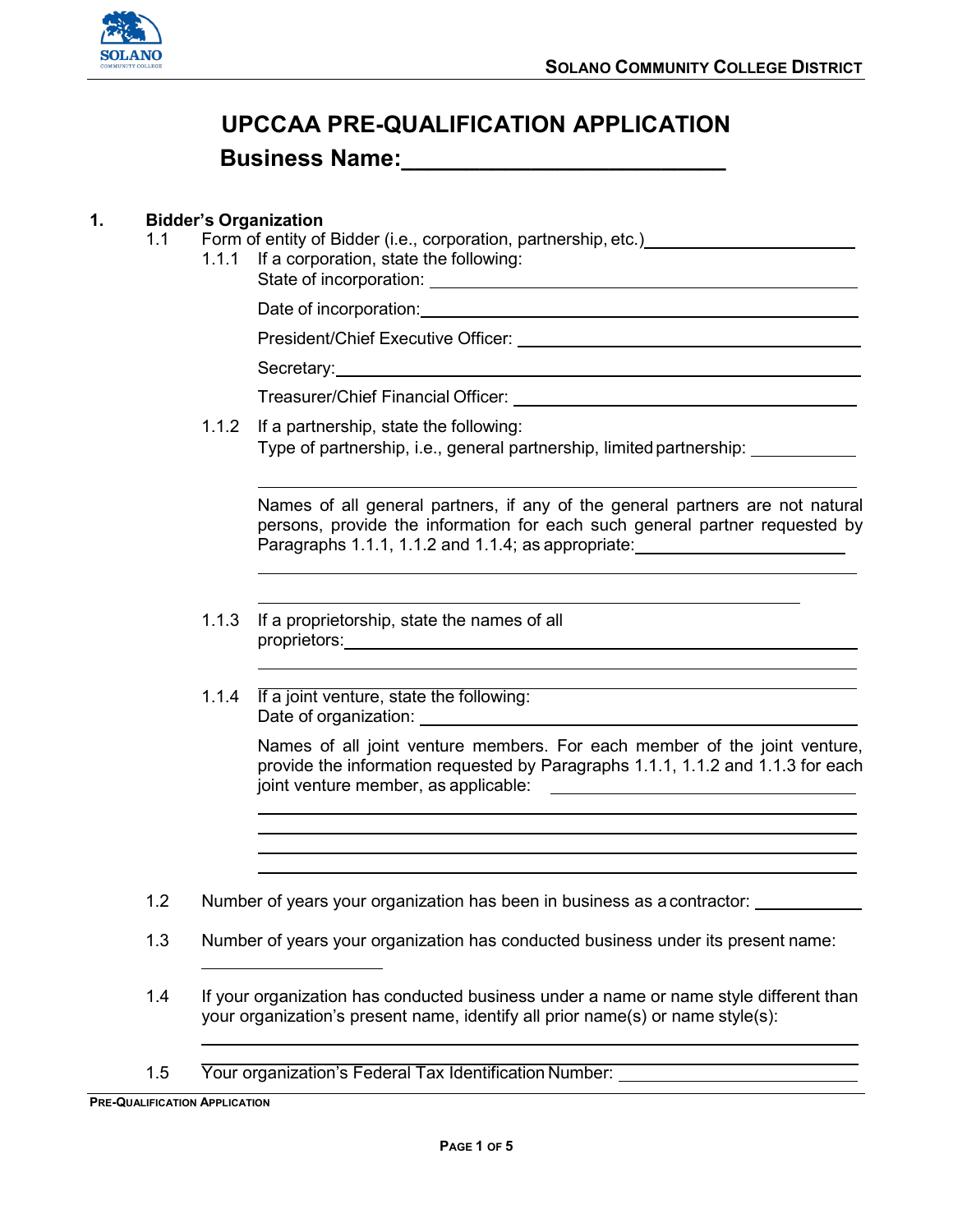# UPCCAA PRE-QUALIFICATION APPLICATION

## Business Name:________________________

**1. Bidder's Organization**

1.1 Form of entity of Bidder (i.e., corporation, partnership, etc.)____________________

1.1.1 If a corporation, state the following:

State of incorporation: ____________________

Date of incorporation:____________________

President/Chief Executive Officer: ____________________

Secretary:____________________

Treasurer/Chief Financial Officer: ____________________

1.1.2 If a partnership, state the following:

Type of partnership, i.e., general partnership, limited partnership: ____________

____________________

Names of all general partners, if any of the general partners are not natural persons, provide the information for each such general partner requested by Paragraphs 1.1.1, 1.1.2 and 1.1.4; as appropriate:____________________

____________________

____________________

1.1.3 If a proprietorship, state the names of all proprietors:____________________

____________________

____________________

1.1.4 If a joint venture, state the following:

Date of organization: ____________________

Names of all joint venture members. For each member of the joint venture, provide the information requested by Paragraphs 1.1.1, 1.1.2 and 1.1.3 for each joint venture member, as applicable: ____________________

____________________

____________________

____________________

____________________

1.2 Number of years your organization has been in business as a contractor: ____________

1.3 Number of years your organization has conducted business under its present name:

____________________

1.4 If your organization has conducted business under a name or name style different than your organization's present name, identify all prior name(s) or name style(s):

____________________

1.5 Your organization's Federal Tax Identification Number: ____________________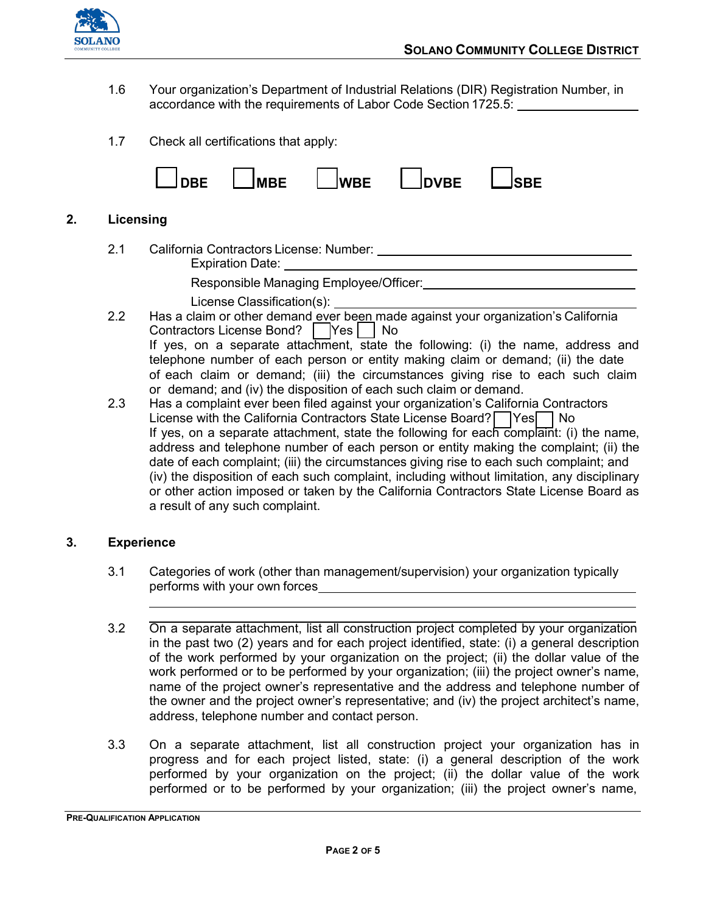1.6 Your organization's Department of Industrial Relations (DIR) Registration Number, in accordance with the requirements of Labor Code Section 1725.5: ________________

1.7 Check all certifications that apply:

☐ DBE ☐ MBE ☐ WBE ☐ DVBE ☐ SBE

## 2. Licensing

2.1 California Contractors License: Number: ______________________________

Expiration Date: ______________________________

Responsible Managing Employee/Officer: ______________________________

License Classification(s): ______________________________

2.2 Has a claim or other demand ever been made against your organization's California Contractors License Bond? ☐ Yes ☐ No

If yes, on a separate attachment, state the following: (i) the name, address and telephone number of each person or entity making claim or demand; (ii) the date of each claim or demand; (iii) the circumstances giving rise to each such claim or demand; and (iv) the disposition of each such claim or demand.

2.3 Has a complaint ever been filed against your organization's California Contractors License with the California Contractors State License Board? ☐ Yes ☐ No

If yes, on a separate attachment, state the following for each complaint: (i) the name, address and telephone number of each person or entity making the complaint; (ii) the date of each complaint; (iii) the circumstances giving rise to each such complaint; and (iv) the disposition of each such complaint, including without limitation, any disciplinary or other action imposed or taken by the California Contractors State License Board as a result of any such complaint.

## 3. Experience

3.1 Categories of work (other than management/supervision) your organization typically performs with your own forces ______________________________

______________________________

3.2 On a separate attachment, list all construction project completed by your organization in the past two (2) years and for each project identified, state: (i) a general description of the work performed by your organization on the project; (ii) the dollar value of the work performed or to be performed by your organization; (iii) the project owner's name, name of the project owner's representative and the address and telephone number of the owner and the project owner's representative; and (iv) the project architect's name, address, telephone number and contact person.

3.3 On a separate attachment, list all construction project your organization has in progress and for each project listed, state: (i) a general description of the work performed by your organization on the project; (ii) the dollar value of the work performed or to be performed by your organization; (iii) the project owner's name,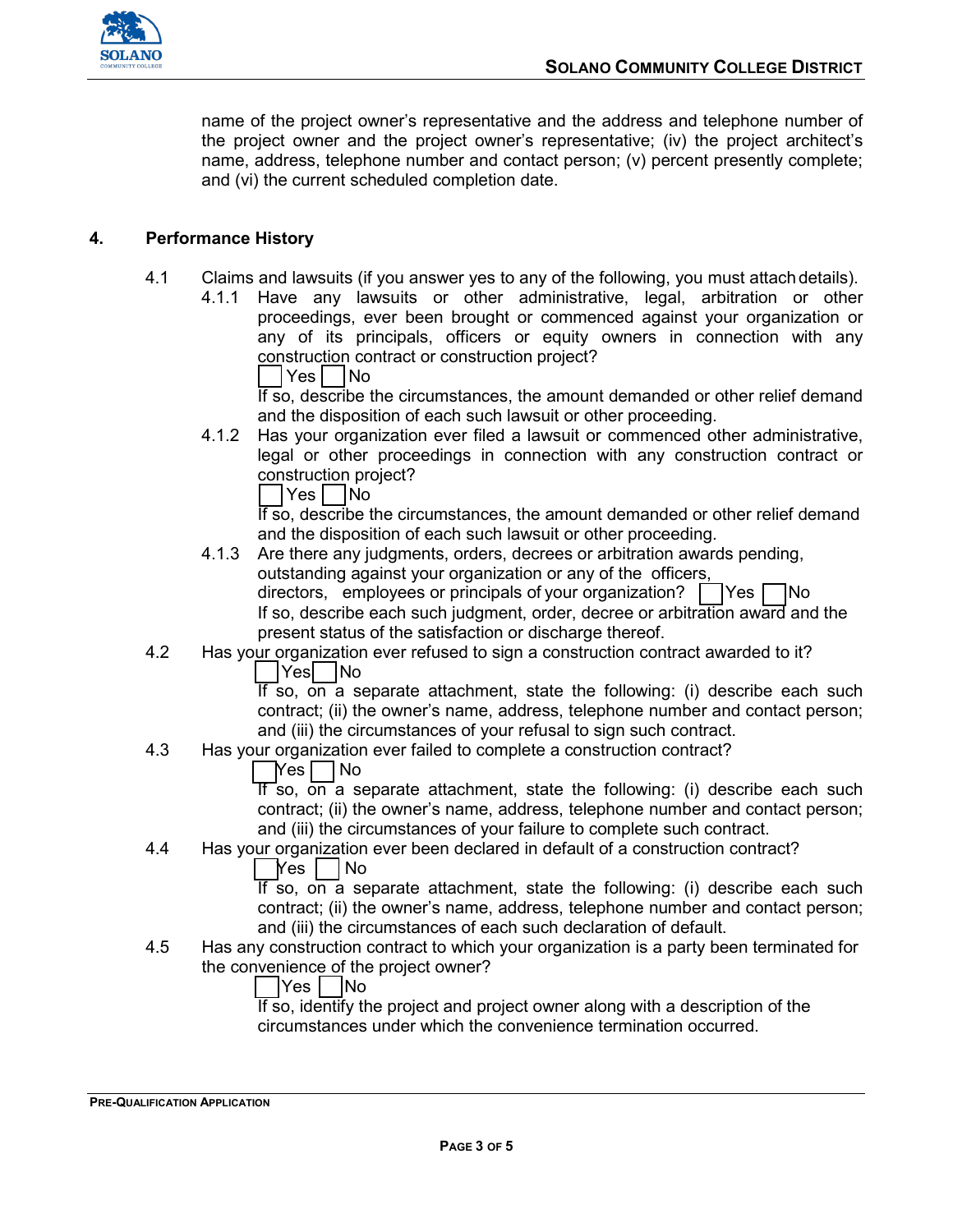name of the project owner's representative and the address and telephone number of the project owner and the project owner's representative; (iv) the project architect's name, address, telephone number and contact person; (v) percent presently complete; and (vi) the current scheduled completion date.

## 4. Performance History

4.1 Claims and lawsuits (if you answer yes to any of the following, you must attach details).

4.1.1 Have any lawsuits or other administrative, legal, arbitration or other proceedings, ever been brought or commenced against your organization or any of its principals, officers or equity owners in connection with any construction contract or construction project?

☐ Yes ☐ No

If so, describe the circumstances, the amount demanded or other relief demand and the disposition of each such lawsuit or other proceeding.

4.1.2 Has your organization ever filed a lawsuit or commenced other administrative, legal or other proceedings in connection with any construction contract or construction project?

☐ Yes ☐ No

If so, describe the circumstances, the amount demanded or other relief demand and the disposition of each such lawsuit or other proceeding.

4.1.3 Are there any judgments, orders, decrees or arbitration awards pending, outstanding against your organization or any of the officers, directors, employees or principals of your organization? ☐ Yes ☐ No

If so, describe each such judgment, order, decree or arbitration award and the present status of the satisfaction or discharge thereof.

4.2 Has your organization ever refused to sign a construction contract awarded to it?

☐ Yes ☐ No

If so, on a separate attachment, state the following: (i) describe each such contract; (ii) the owner's name, address, telephone number and contact person; and (iii) the circumstances of your refusal to sign such contract.

4.3 Has your organization ever failed to complete a construction contract?

☐ Yes ☐ No

If so, on a separate attachment, state the following: (i) describe each such contract; (ii) the owner's name, address, telephone number and contact person; and (iii) the circumstances of your failure to complete such contract.

4.4 Has your organization ever been declared in default of a construction contract?

☐ Yes ☐ No

If so, on a separate attachment, state the following: (i) describe each such contract; (ii) the owner's name, address, telephone number and contact person; and (iii) the circumstances of each such declaration of default.

4.5 Has any construction contract to which your organization is a party been terminated for the convenience of the project owner?

☐ Yes ☐ No

If so, identify the project and project owner along with a description of the circumstances under which the convenience termination occurred.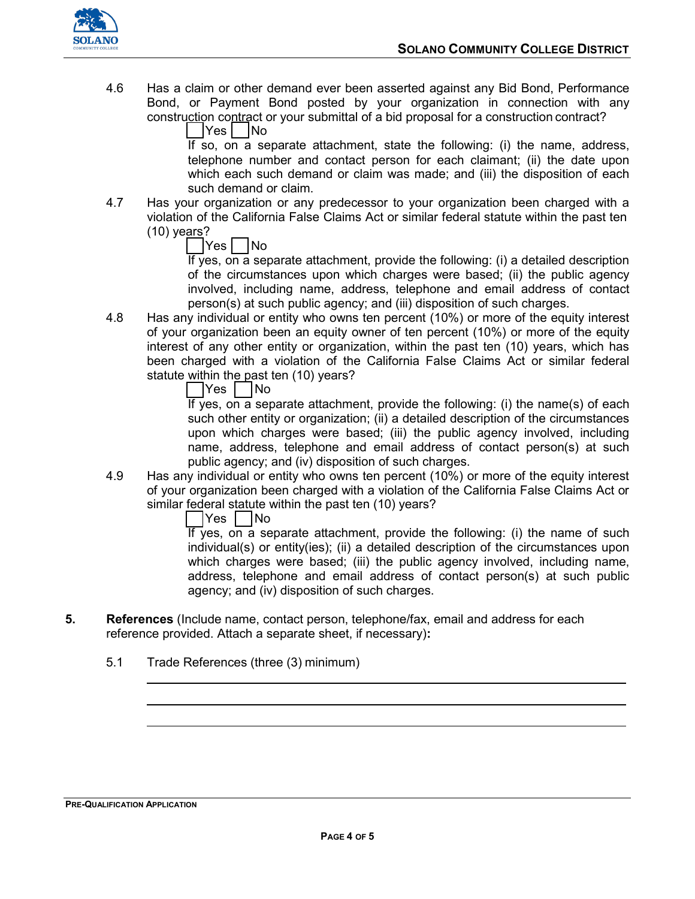4.6 Has a claim or other demand ever been asserted against any Bid Bond, Performance Bond, or Payment Bond posted by your organization in connection with any construction contract or your submittal of a bid proposal for a construction contract?

☐ Yes ☐ No

If so, on a separate attachment, state the following: (i) the name, address, telephone number and contact person for each claimant; (ii) the date upon which each such demand or claim was made; and (iii) the disposition of each such demand or claim.

4.7 Has your organization or any predecessor to your organization been charged with a violation of the California False Claims Act or similar federal statute within the past ten (10) years?

☐ Yes ☐ No

If yes, on a separate attachment, provide the following: (i) a detailed description of the circumstances upon which charges were based; (ii) the public agency involved, including name, address, telephone and email address of contact person(s) at such public agency; and (iii) disposition of such charges.

4.8 Has any individual or entity who owns ten percent (10%) or more of the equity interest of your organization been an equity owner of ten percent (10%) or more of the equity interest of any other entity or organization, within the past ten (10) years, which has been charged with a violation of the California False Claims Act or similar federal statute within the past ten (10) years?

☐ Yes ☐ No

If yes, on a separate attachment, provide the following: (i) the name(s) of each such other entity or organization; (ii) a detailed description of the circumstances upon which charges were based; (iii) the public agency involved, including name, address, telephone and email address of contact person(s) at such public agency; and (iv) disposition of such charges.

4.9 Has any individual or entity who owns ten percent (10%) or more of the equity interest of your organization been charged with a violation of the California False Claims Act or similar federal statute within the past ten (10) years?

☐ Yes ☐ No

If yes, on a separate attachment, provide the following: (i) the name of such individual(s) or entity(ies); (ii) a detailed description of the circumstances upon which charges were based; (iii) the public agency involved, including name, address, telephone and email address of contact person(s) at such public agency; and (iv) disposition of such charges.

**5. References** (Include name, contact person, telephone/fax, email and address for each reference provided. Attach a separate sheet, if necessary)**:**

5.1 Trade References (three (3) minimum)

______________________________________________________________________

______________________________________________________________________

______________________________________________________________________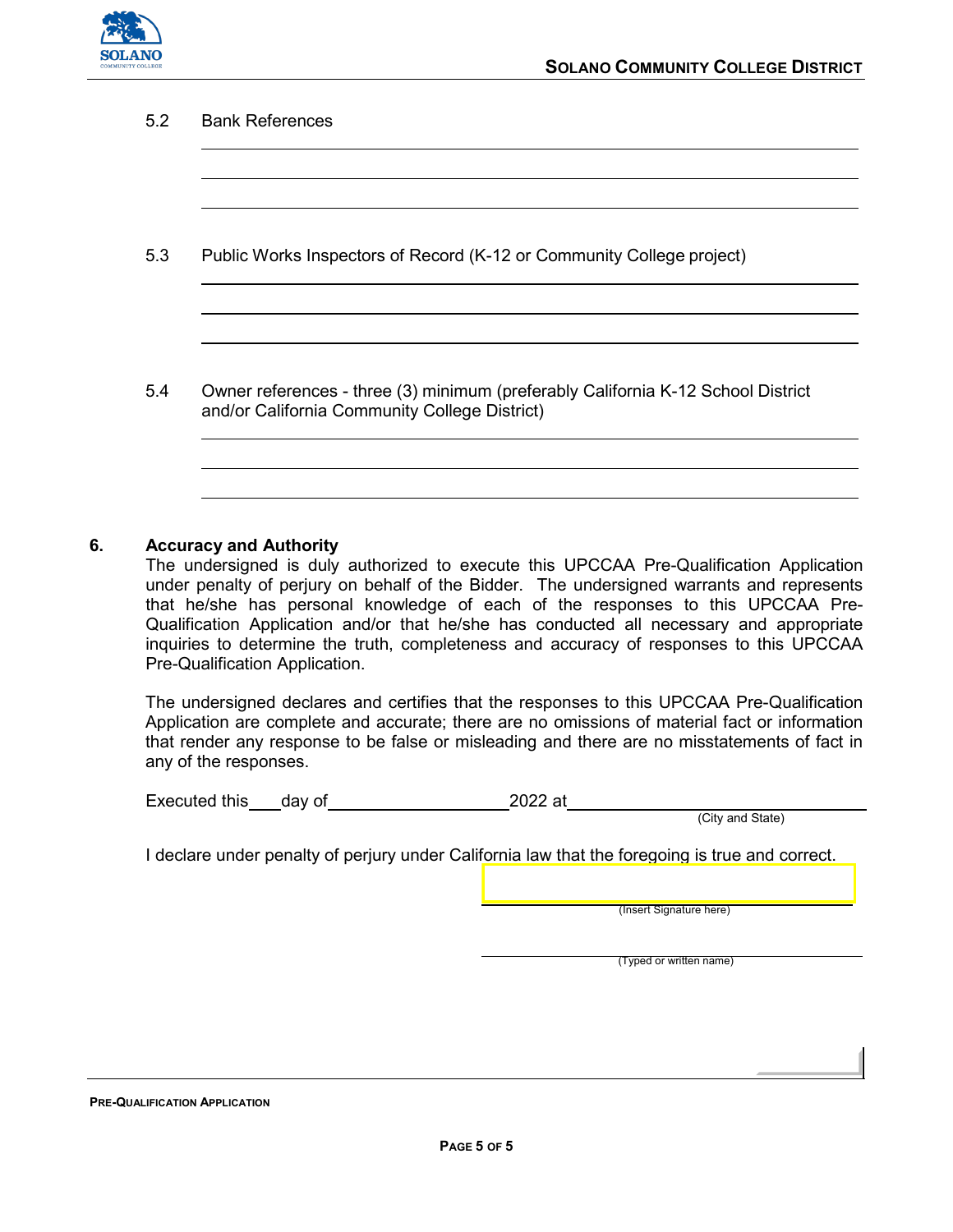5.2 Bank References

______________________________________________________________________

______________________________________________________________________

______________________________________________________________________

5.3 Public Works Inspectors of Record (K-12 or Community College project)

______________________________________________________________________

______________________________________________________________________

______________________________________________________________________

5.4 Owner references - three (3) minimum (preferably California K-12 School District and/or California Community College District)

______________________________________________________________________

______________________________________________________________________

______________________________________________________________________

## 6. Accuracy and Authority

The undersigned is duly authorized to execute this UPCCAA Pre-Qualification Application under penalty of perjury on behalf of the Bidder. The undersigned warrants and represents that he/she has personal knowledge of each of the responses to this UPCCAA Pre-Qualification Application and/or that he/she has conducted all necessary and appropriate inquiries to determine the truth, completeness and accuracy of responses to this UPCCAA Pre-Qualification Application.

The undersigned declares and certifies that the responses to this UPCCAA Pre-Qualification Application are complete and accurate; there are no omissions of material fact or information that render any response to be false or misleading and there are no misstatements of fact in any of the responses.

Executed this ___ day of ____________________ 2022 at ______________________________
(City and State)

I declare under penalty of perjury under California law that the foregoing is true and correct.

______________________________
(Insert Signature here)

______________________________
(Typed or written name)